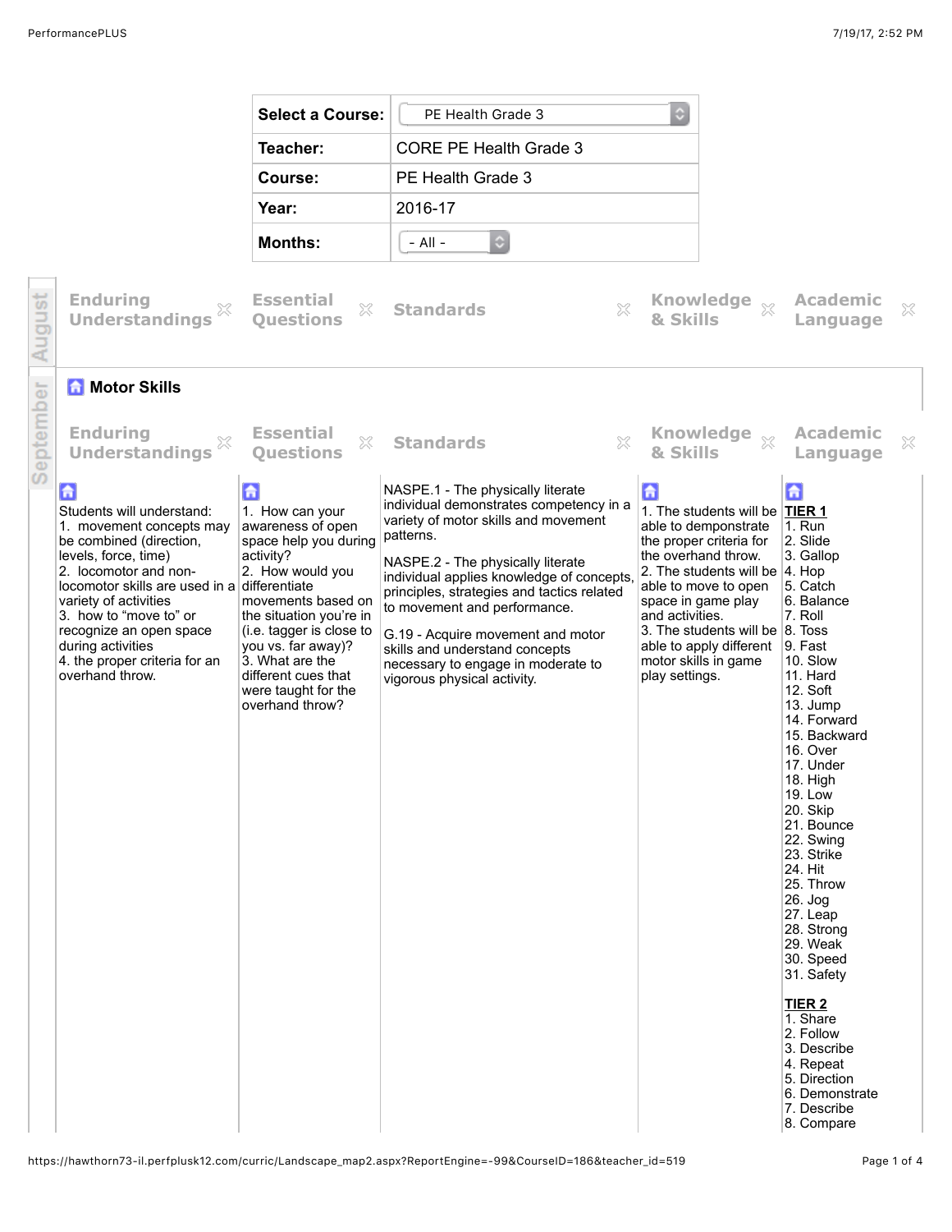| Select a Course: | PE Health Grade 3 |
|---|---|
| Teacher: | CORE PE Health Grade 3 |
| Course: | PE Health Grade 3 |
| Year: | 2016-17 |
| Months: | - All - |

## August

| Enduring Understandings | Essential Questions | Standards | Knowledge & Skills | Academic Language |
|---|---|---|---|---|

### Motor Skills

## September

| Enduring Understandings | Essential Questions | Standards | Knowledge & Skills | Academic Language |
|---|---|---|---|---|
| Students will understand:<br>1. movement concepts may be combined (direction, levels, force, time)<br>2. locomotor and non-locomotor skills are used in a variety of activities<br>3. how to “move to” or recognize an open space during activities<br>4. the proper criteria for an overhand throw. | 1. How can your awareness of open space help you during activity?<br>2. How would you differentiate movements based on the situation you’re in (i.e. tagger is close to you vs. far away)?<br>3. What are the different cues that were taught for the overhand throw? | NASPE.1 - The physically literate individual demonstrates competency in a variety of motor skills and movement patterns.<br><br>NASPE.2 - The physically literate individual applies knowledge of concepts, principles, strategies and tactics related to movement and performance.<br><br>G.19 - Acquire movement and motor skills and understand concepts necessary to engage in moderate to vigorous physical activity. | 1. The students will be able to demponstrate the proper criteria for the overhand throw.<br>2. The students will be able to move to open space in game play and activities.<br>3. The students will be able to apply different motor skills in game play settings. | **TIER 1**<br>1. Run<br>2. Slide<br>3. Gallop<br>4. Hop<br>5. Catch<br>6. Balance<br>7. Roll<br>8. Toss<br>9. Fast<br>10. Slow<br>11. Hard<br>12. Soft<br>13. Jump<br>14. Forward<br>15. Backward<br>16. Over<br>17. Under<br>18. High<br>19. Low<br>20. Skip<br>21. Bounce<br>22. Swing<br>23. Strike<br>24. Hit<br>25. Throw<br>26. Jog<br>27. Leap<br>28. Strong<br>29. Weak<br>30. Speed<br>31. Safety<br><br>**TIER 2**<br>1. Share<br>2. Follow<br>3. Describe<br>4. Repeat<br>5. Direction<br>6. Demonstrate<br>7. Describe<br>8. Compare |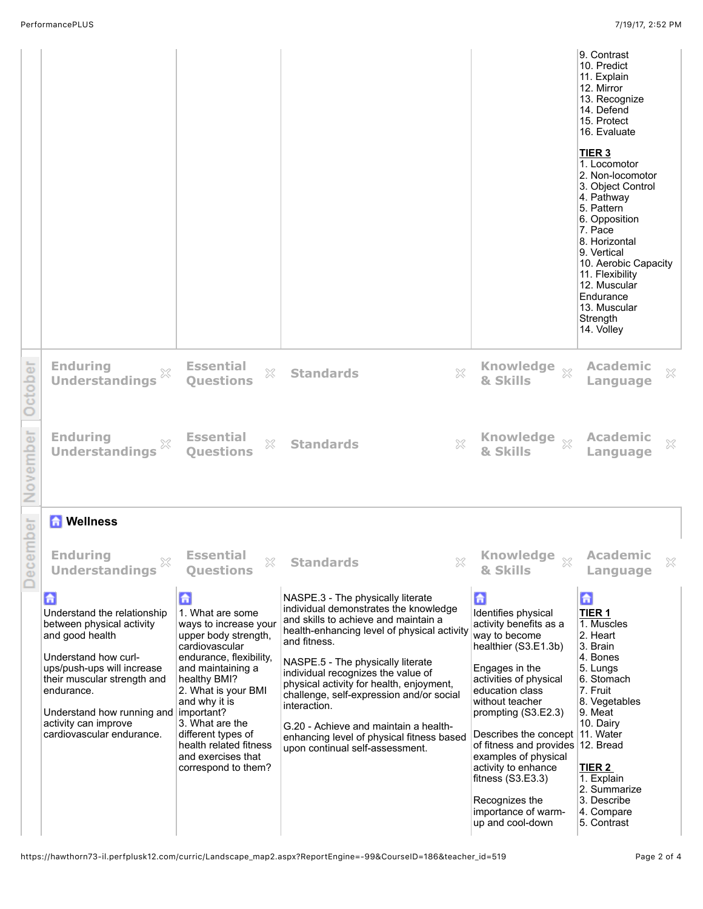| | | | | |
|---|---|---|---|---|
| | | | | 9. Contrast<br>10. Predict<br>11. Explain<br>12. Mirror<br>13. Recognize<br>14. Defend<br>15. Protect<br>16. Evaluate<br><br>**TIER 3**<br>1. Locomotor<br>2. Non-locomotor<br>3. Object Control<br>4. Pathway<br>5. Pattern<br>6. Opposition<br>7. Pace<br>8. Horizontal<br>9. Vertical<br>10. Aerobic Capacity<br>11. Flexibility<br>12. Muscular Endurance<br>13. Muscular Strength<br>14. Volley |

## October

| Enduring Understandings | Essential Questions | Standards | Knowledge & Skills | Academic Language |
|---|---|---|---|---|

## November

| Enduring Understandings | Essential Questions | Standards | Knowledge & Skills | Academic Language |
|---|---|---|---|---|

## December

### Wellness

| Enduring Understandings | Essential Questions | Standards | Knowledge & Skills | Academic Language |
|---|---|---|---|---|
| Understand the relationship between physical activity and good health<br><br>Understand how curl-ups/push-ups will increase their muscular strength and endurance.<br><br>Understand how running and activity can improve cardiovascular endurance. | 1. What are some ways to increase your upper body strength, cardiovascular endurance, flexibility, and maintaining a healthy BMI?<br>2. What is your BMI and why it is important?<br>3. What are the different types of health related fitness and exercises that correspond to them? | NASPE.3 - The physically literate individual demonstrates the knowledge and skills to achieve and maintain a health-enhancing level of physical activity and fitness.<br><br>NASPE.5 - The physically literate individual recognizes the value of physical activity for health, enjoyment, challenge, self-expression and/or social interaction.<br><br>G.20 - Achieve and maintain a health-enhancing level of physical fitness based upon continual self-assessment. | Identifies physical activity benefits as a way to become healthier (S3.E1.3b)<br><br>Engages in the activities of physical education class without teacher prompting (S3.E2.3)<br><br>Describes the concept of fitness and provides examples of physical activity to enhance fitness (S3.E3.3)<br><br>Recognizes the importance of warm-up and cool-down | **TIER 1**<br>1. Muscles<br>2. Heart<br>3. Brain<br>4. Bones<br>5. Lungs<br>6. Stomach<br>7. Fruit<br>8. Vegetables<br>9. Meat<br>10. Dairy<br>11. Water<br>12. Bread<br><br>**TIER 2**<br>1. Explain<br>2. Summarize<br>3. Describe<br>4. Compare<br>5. Contrast |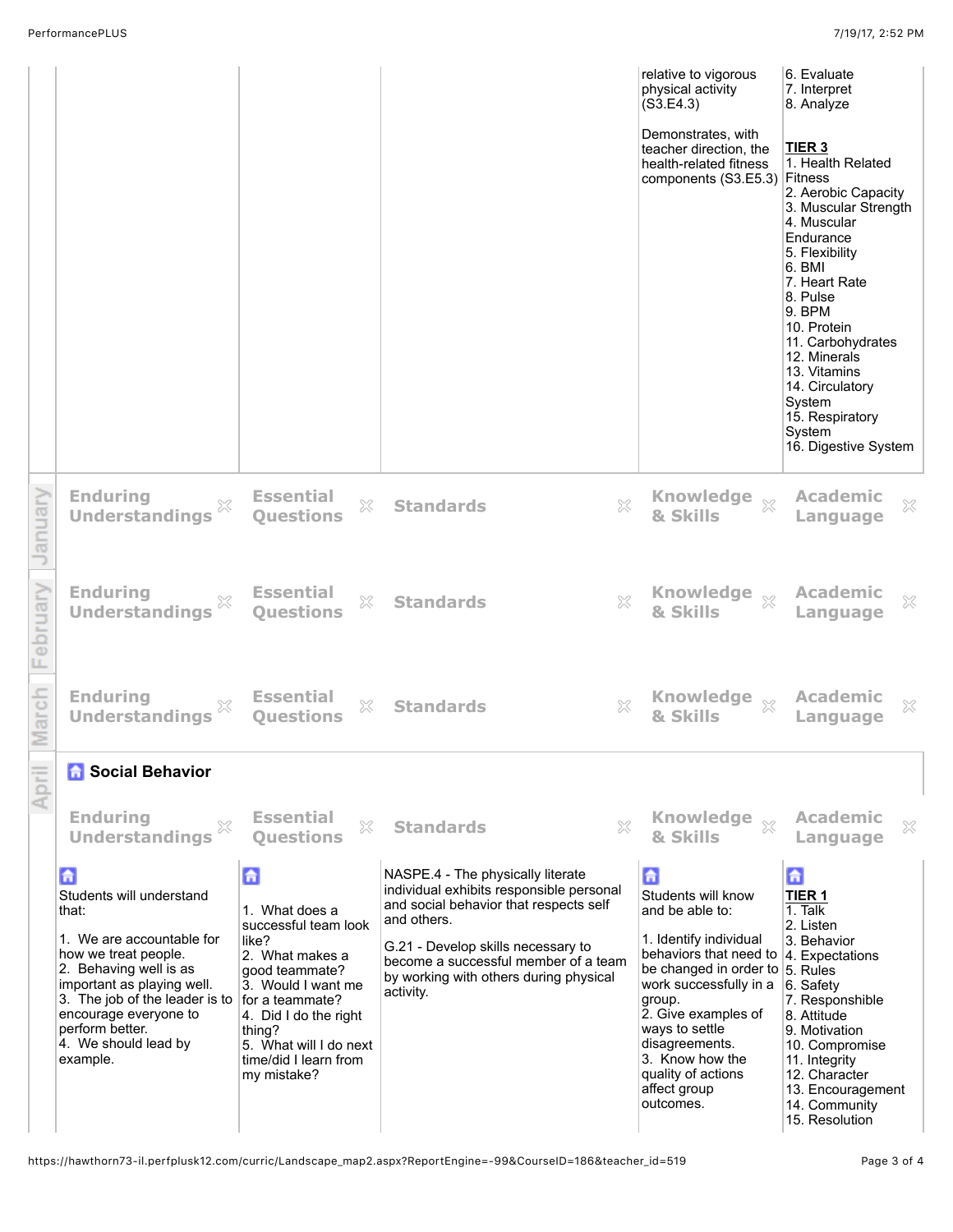| Enduring Understandings | Essential Questions | Standards | Knowledge & Skills | Academic Language |
| --- | --- | --- | --- | --- |
| | | | relative to vigorous physical activity (S3.E4.3)<br><br>Demonstrates, with teacher direction, the health-related fitness components (S3.E5.3) | 6. Evaluate<br>7. Interpret<br>8. Analyze<br><br>**TIER 3**<br>1. Health Related Fitness<br>2. Aerobic Capacity<br>3. Muscular Strength<br>4. Muscular Endurance<br>5. Flexibility<br>6. BMI<br>7. Heart Rate<br>8. Pulse<br>9. BPM<br>10. Protein<br>11. Carbohydrates<br>12. Minerals<br>13. Vitamins<br>14. Circulatory System<br>15. Respiratory System<br>16. Digestive System |

## January

| Enduring Understandings | Essential Questions | Standards | Knowledge & Skills | Academic Language |
| --- | --- | --- | --- | --- |

## February

| Enduring Understandings | Essential Questions | Standards | Knowledge & Skills | Academic Language |
| --- | --- | --- | --- | --- |

## March

| Enduring Understandings | Essential Questions | Standards | Knowledge & Skills | Academic Language |
| --- | --- | --- | --- | --- |

## April

### Social Behavior

| Enduring Understandings | Essential Questions | Standards | Knowledge & Skills | Academic Language |
| --- | --- | --- | --- | --- |
| Students will understand that:<br><br>1. We are accountable for how we treat people.<br>2. Behaving well is as important as playing well.<br>3. The job of the leader is to encourage everyone to perform better.<br>4. We should lead by example. | 1. What does a successful team look like?<br>2. What makes a good teammate?<br>3. Would I want me for a teammate?<br>4. Did I do the right thing?<br>5. What will I do next time/did I learn from my mistake? | NASPE.4 - The physically literate individual exhibits responsible personal and social behavior that respects self and others.<br><br>G.21 - Develop skills necessary to become a successful member of a team by working with others during physical activity. | Students will know and be able to:<br><br>1. Identify individual behaviors that need to be changed in order to work successfully in a group.<br>2. Give examples of ways to settle disagreements.<br>3. Know how the quality of actions affect group outcomes. | **TIER 1**<br>1. Talk<br>2. Listen<br>3. Behavior<br>4. Expectations<br>5. Rules<br>6. Safety<br>7. Responsible<br>8. Attitude<br>9. Motivation<br>10. Compromise<br>11. Integrity<br>12. Character<br>13. Encouragement<br>14. Community<br>15. Resolution |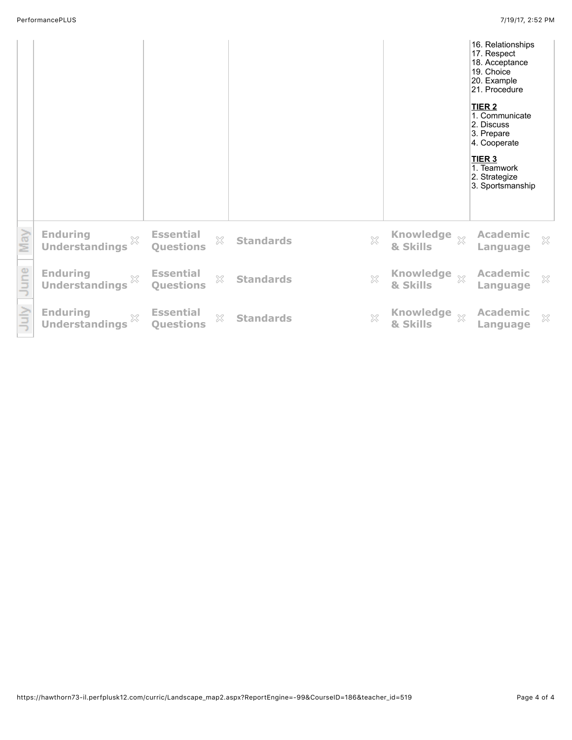| | | | | | |
|---|---|---|---|---|---|
| | | | | | 16. Relationships<br>17. Respect<br>18. Acceptance<br>19. Choice<br>20. Example<br>21. Procedure<br><br>**TIER 2**<br>1. Communicate<br>2. Discuss<br>3. Prepare<br>4. Cooperate<br><br>**TIER 3**<br>1. Teamwork<br>2. Strategize<br>3. Sportsmanship |
| May | **Enduring Understandings** | **Essential Questions** | **Standards** | **Knowledge & Skills** | **Academic Language** |
| June | **Enduring Understandings** | **Essential Questions** | **Standards** | **Knowledge & Skills** | **Academic Language** |
| July | **Enduring Understandings** | **Essential Questions** | **Standards** | **Knowledge & Skills** | **Academic Language** |